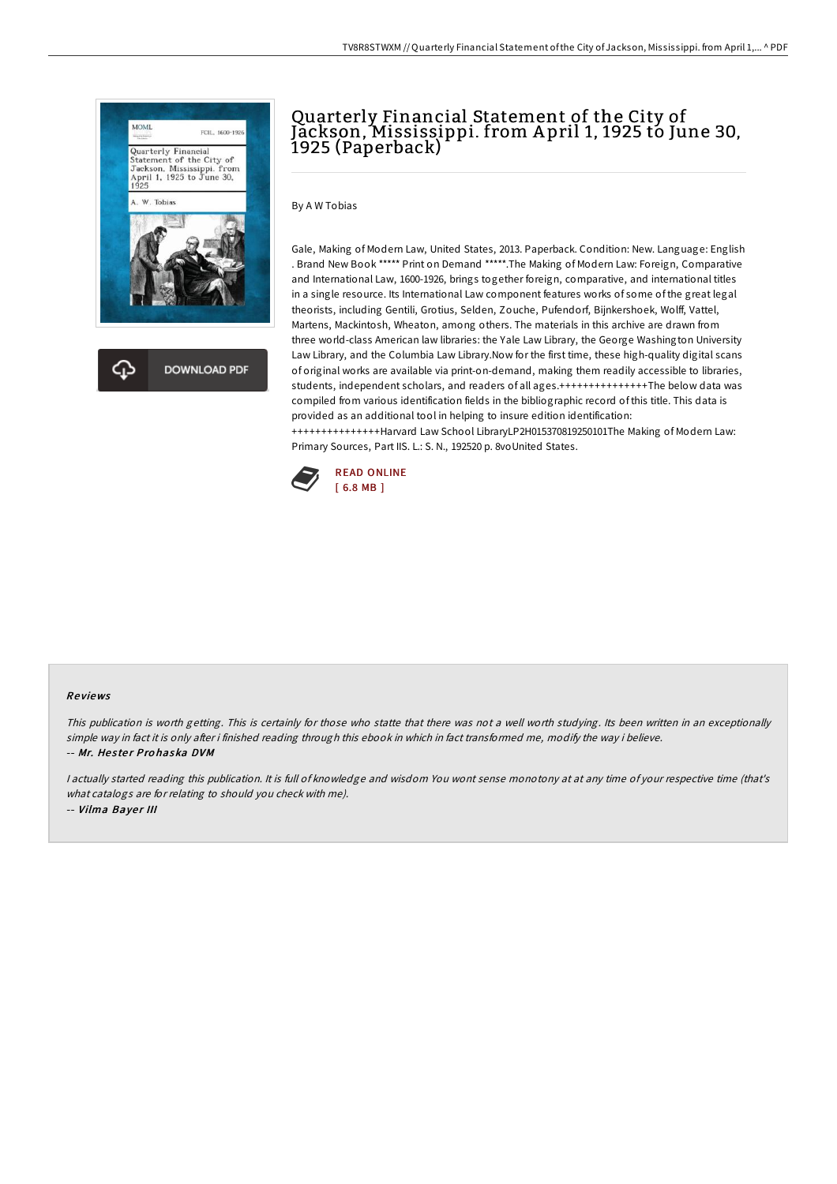# Quarterly Financial Statement of the City of Jackson, Mississippi. from April 1, 1925 to June 30, 1925 (Paperback)

By A W Tobias

Gale, Making of Modern Law, United States, 2013. Paperback. Condition: New. Language: English . Brand New Book ***** Print on Demand *****.The Making of Modern Law: Foreign, Comparative and International Law, 1600-1926, brings together foreign, comparative, and international titles in a single resource. Its International Law component features works of some of the great legal theorists, including Gentili, Grotius, Selden, Zouche, Pufendorf, Bijnkershoek, Wolff, Vattel, Martens, Mackintosh, Wheaton, among others. The materials in this archive are drawn from three world-class American law libraries: the Yale Law Library, the George Washington University Law Library, and the Columbia Law Library.Now for the first time, these high-quality digital scans of original works are available via print-on-demand, making them readily accessible to libraries, students, independent scholars, and readers of all ages.++++++++++++++++The below data was compiled from various identification fields in the bibliographic record of this title. This data is provided as an additional tool in helping to insure edition identification: ++++++++++++++++Harvard Law School LibraryLP2H015370819250101The Making of Modern Law: Primary Sources, Part IIS. L.: S. N., 192520 p. 8voUnited States.

READ ONLINE
[ 6.8 MB ]

DOWNLOAD PDF

## Reviews

*This publication is worth getting. This is certainly for those who statte that there was not a well worth studying. Its been written in an exceptionally simple way in fact it is only after i finished reading through this ebook in which in fact transformed me, modify the way i believe.*
-- ***Mr. Hester Prohaska DVM***

*I actually started reading this publication. It is full of knowledge and wisdom You wont sense monotony at at any time of your respective time (that's what catalogs are for relating to should you check with me).*
-- ***Vilma Bayer III***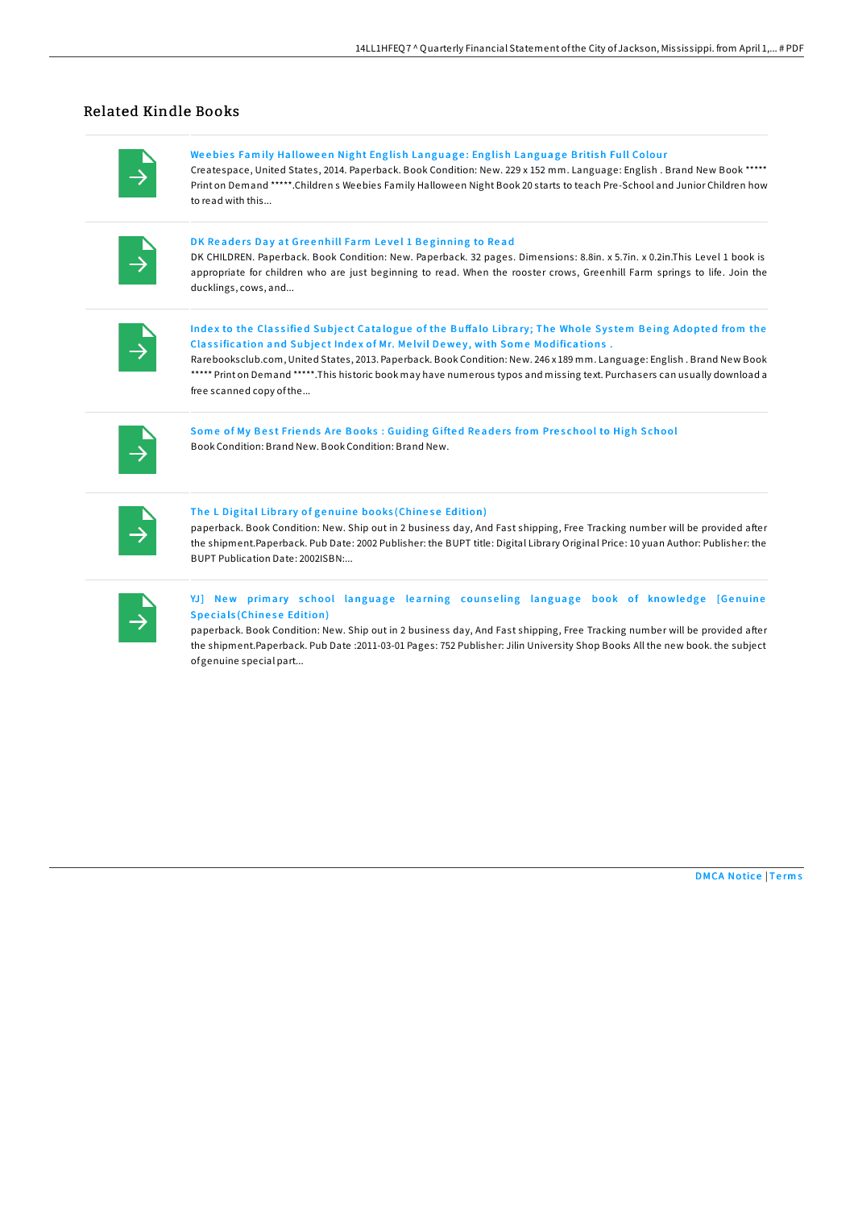## Related Kindle Books

### Weebies Family Halloween Night English Language: English Language British Full Colour

Createspace, United States, 2014. Paperback. Book Condition: New. 229 x 152 mm. Language: English . Brand New Book ***** Print on Demand *****.Children s Weebies Family Halloween Night Book 20 starts to teach Pre-School and Junior Children how to read with this...

### DK Readers Day at Greenhill Farm Level 1 Beginning to Read

DK CHILDREN. Paperback. Book Condition: New. Paperback. 32 pages. Dimensions: 8.8in. x 5.7in. x 0.2in.This Level 1 book is appropriate for children who are just beginning to read. When the rooster crows, Greenhill Farm springs to life. Join the ducklings, cows, and...

### Index to the Classified Subject Catalogue of the Buffalo Library; The Whole System Being Adopted from the Classification and Subject Index of Mr. Melvil Dewey, with Some Modifications .

Rarebooksclub.com, United States, 2013. Paperback. Book Condition: New. 246 x 189 mm. Language: English . Brand New Book ***** Print on Demand *****.This historic book may have numerous typos and missing text. Purchasers can usually download a free scanned copy of the...

### Some of My Best Friends Are Books : Guiding Gifted Readers from Preschool to High School

Book Condition: Brand New. Book Condition: Brand New.

### The L Digital Library of genuine books(Chinese Edition)

paperback. Book Condition: New. Ship out in 2 business day, And Fast shipping, Free Tracking number will be provided after the shipment.Paperback. Pub Date: 2002 Publisher: the BUPT title: Digital Library Original Price: 10 yuan Author: Publisher: the BUPT Publication Date: 2002ISBN:...

### YJ] New primary school language learning counseling language book of knowledge [Genuine Specials(Chinese Edition)

paperback. Book Condition: New. Ship out in 2 business day, And Fast shipping, Free Tracking number will be provided after the shipment.Paperback. Pub Date :2011-03-01 Pages: 752 Publisher: Jilin University Shop Books All the new book. the subject of genuine special part...